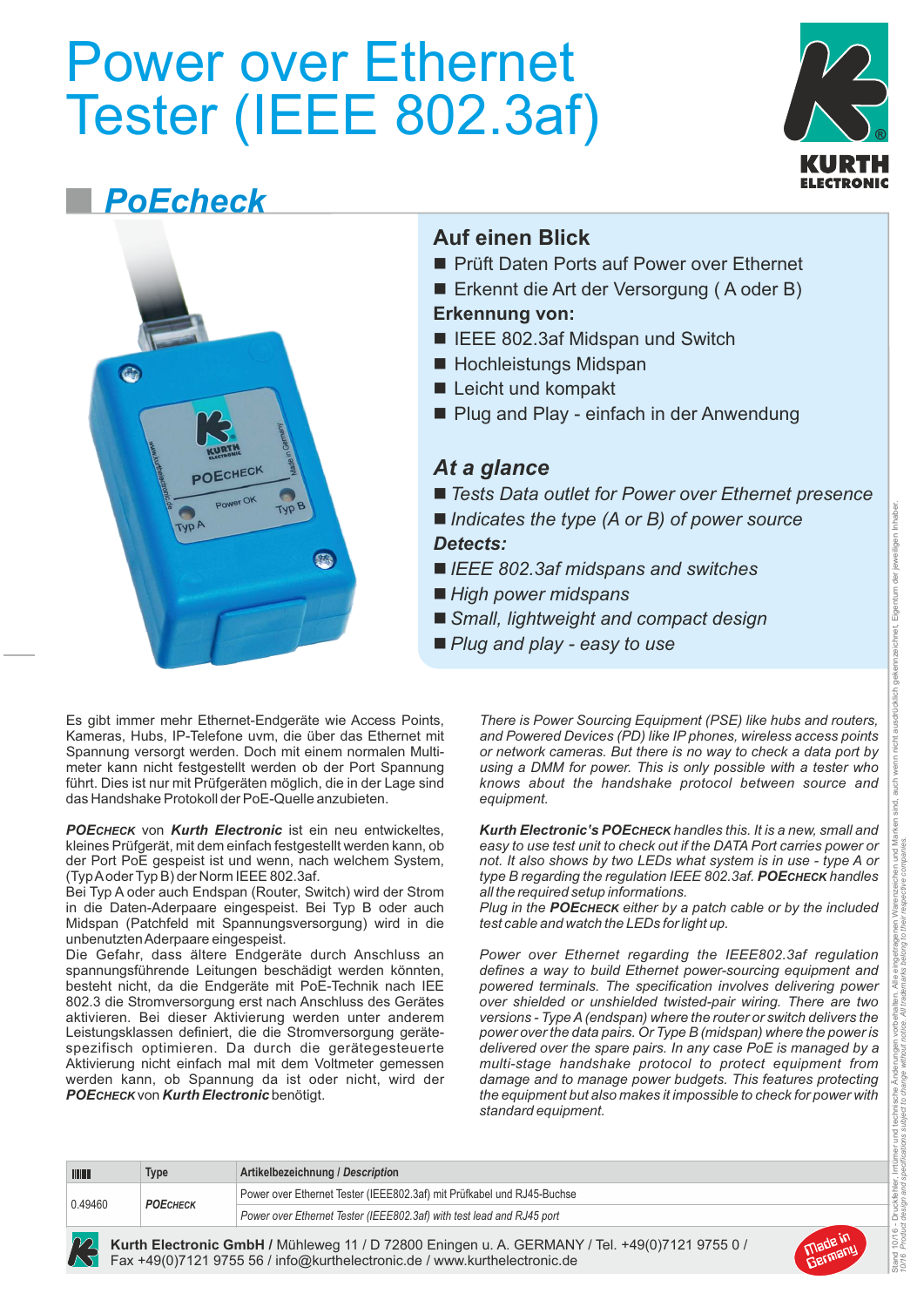# Power over Ethernet Tester (IEEE 802.3af)

## *PoEcheck*

### Auf einen Blick

- Prüft Daten Ports auf Power over Ethernet
- Erkennt die Art der Versorgung ( A oder B)

**Erkennung von:**

- IEEE 802.3af Midspan und Switch
- Hochleistungs Midspan
- Leicht und kompakt
- Plug and Play - einfach in der Anwendung

### *At a glance*

- *Tests Data outlet for Power over Ethernet presence*
- *Indicates the type (A or B) of power source*

***Detects:***

- *IEEE 802.3af midspans and switches*
- *High power midspans*
- *Small, lightweight and compact design*
- *Plug and play - easy to use*

Es gibt immer mehr Ethernet-Endgeräte wie Access Points, Kameras, Hubs, IP-Telefone uvm, die über das Ethernet mit Spannung versorgt werden. Doch mit einem normalen Multimeter kann nicht festgestellt werden ob der Port Spannung führt. Dies ist nur mit Prüfgeräten möglich, die in der Lage sind das Handshake Protokoll der PoE-Quelle anzubieten.

***POEcheck*** von ***Kurth Electronic*** ist ein neu entwickeltes, kleines Prüfgerät, mit dem einfach festgestellt werden kann, ob der Port PoE gespeist ist und wenn, nach welchem System, (Typ A oder Typ B) der Norm IEEE 802.3af.
Bei Typ A oder auch Endspan (Router, Switch) wird der Strom in die Daten-Aderpaare eingespeist. Bei Typ B oder auch Midspan (Patchfeld mit Spannungsversorgung) wird in die unbenutzten Aderpaare eingespeist.
Die Gefahr, dass ältere Endgeräte durch Anschluss an spannungsführende Leitungen beschädigt werden könnten, besteht nicht, da die Endgeräte mit PoE-Technik nach IEE 802.3 die Stromversorgung erst nach Anschluss des Gerätes aktivieren. Bei dieser Aktivierung werden unter anderem Leistungsklassen definiert, die die Stromversorgung gerätespezifisch optimieren. Da durch die gerätegesteuerte Aktivierung nicht einfach mal mit dem Voltmeter gemessen werden kann, ob Spannung da ist oder nicht, wird der ***POEcheck*** von ***Kurth Electronic*** benötigt.

*There is Power Sourcing Equipment (PSE) like hubs and routers, and Powered Devices (PD) like IP phones, wireless access points or network cameras. But there is no way to check a data port by using a DMM for power. This is only possible with a tester who knows about the handshake protocol between source and equipment.*

***Kurth Electronic's POEcheck*** *handles this. It is a new, small and easy to use test unit to check out if the DATA Port carries power or not. It also shows by two LEDs what system is in use - type A or type B regarding the regulation IEEE 802.3af.* ***POEcheck*** *handles all the required setup informations.*
*Plug in the* ***POEcheck*** *either by a patch cable or by the included test cable and watch the LEDs for light up.*

*Power over Ethernet regarding the IEEE802.3af regulation defines a way to build Ethernet power-sourcing equipment and powered terminals. The specification involves delivering power over shielded or unshielded twisted-pair wiring. There are two versions - Type A (endspan) where the router or switch delivers the power over the data pairs. Or Type B (midspan) where the power is delivered over the spare pairs. In any case PoE is managed by a multi-stage handshake protocol to protect equipment from damage and to manage power budgets. This features protecting the equipment but also makes it impossible to check for power with standard equipment.*

| | Type | Artikelbezeichnung / *Description* |
|---|---|---|
| 0.49460 | ***POEcheck*** | Power over Ethernet Tester (IEEE802.3af) mit Prüfkabel und RJ45-Buchse |
| | | *Power over Ethernet Tester (IEEE802.3af) with test lead and RJ45 port* |

**Kurth Electronic GmbH /** Mühleweg 11 / D 72800 Eningen u. A. GERMANY / Tel. +49(0)7121 9755 0 / Fax +49(0)7121 9755 56 / info@kurthelectronic.de / www.kurthelectronic.de

Made in Germany

Stand 10/16 - Druckfehler, Irrtümer und technische Änderungen vorbehalten. Alle eingetragenen Warenzeichen und Marken sind, auch wenn nicht ausdrücklich gekennzeichnet, Eigentum der jeweiligen Inhaber.
*10/16 Product design and specifications subject to change without notice. All trademarks belong to their respective companies.*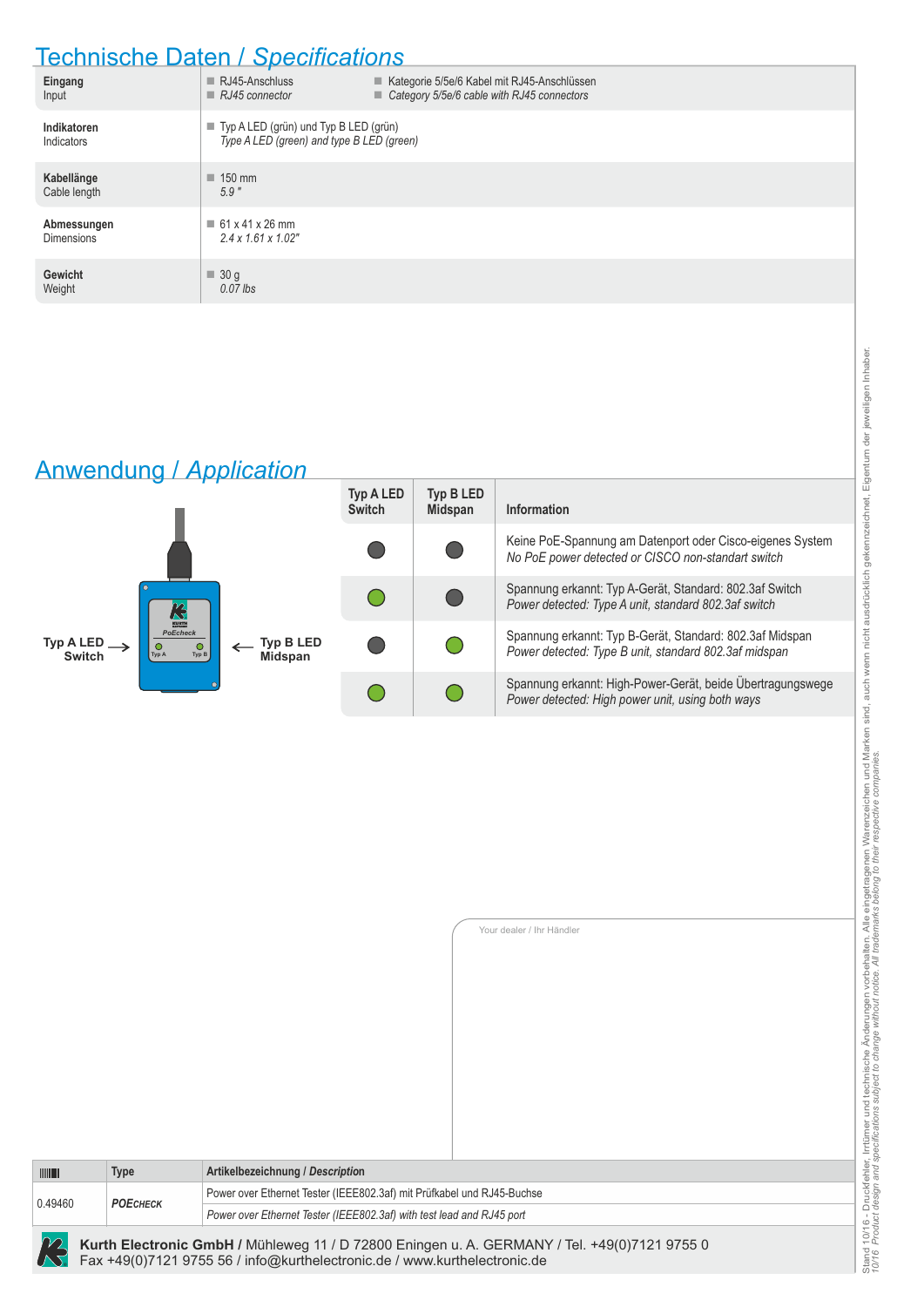## Technische Daten / *Specifications*

| | | |
|---|---|---|
| **Eingang**<br>Input | RJ45-Anschluss<br>*RJ45 connector* | Kategorie 5/5e/6 Kabel mit RJ45-Anschlüssen<br>*Category 5/5e/6 cable with RJ45 connectors* |
| **Indikatoren**<br>Indicators | Typ A LED (grün) und Typ B LED (grün)<br>*Type A LED (green) and type B LED (green)* | |
| **Kabellänge**<br>Cable length | 150 mm<br>*5.9 "* | |
| **Abmessungen**<br>Dimensions | 61 x 41 x 26 mm<br>*2.4 x 1.61 x 1.02"* | |
| **Gewicht**<br>Weight | 30 g<br>*0.07 lbs* | |

## Anwendung / *Application*

**Typ A LED Switch** → PoEcheck ← **Typ B LED Midspan**

| Typ A LED Switch | Typ B LED Midspan | Information |
|---|---|---|
| ● (grau) | ● (grau) | Keine PoE-Spannung am Datenport oder Cisco-eigenes System<br>*No PoE power detected or CISCO non-standart switch* |
| ● (grün) | ● (grau) | Spannung erkannt: Typ A-Gerät, Standard: 802.3af Switch<br>*Power detected: Type A unit, standard 802.3af switch* |
| ● (grau) | ● (grün) | Spannung erkannt: Typ B-Gerät, Standard: 802.3af Midspan<br>*Power detected: Type B unit, standard 802.3af midspan* |
| ● (grün) | ● (grün) | Spannung erkannt: High-Power-Gerät, beide Übertragungswege<br>*Power detected: High power unit, using both ways* |

Your dealer / Ihr Händler

| | Type | Artikelbezeichnung / *Description* |
|---|---|---|
| 0.49460 | ***POECHECK*** | Power over Ethernet Tester (IEEE802.3af) mit Prüfkabel und RJ45-Buchse<br>*Power over Ethernet Tester (IEEE802.3af) with test lead and RJ45 port* |

**Kurth Electronic GmbH** / Mühleweg 11 / D 72800 Eningen u. A. GERMANY / Tel. +49(0)7121 9755 0
Fax +49(0)7121 9755 56 / info@kurthelectronic.de / www.kurthelectronic.de

Stand 10/16 - Druckfehler, Irrtümer und technische Änderungen vorbehalten. Alle eingetragenen Warenzeichen und Marken sind, auch wenn nicht ausdrücklich gekennzeichnet, Eigentum der jeweiligen Inhaber.
*10/16 Product design and specifications subject to change without notice. All trademarks belong to their respective companies.*